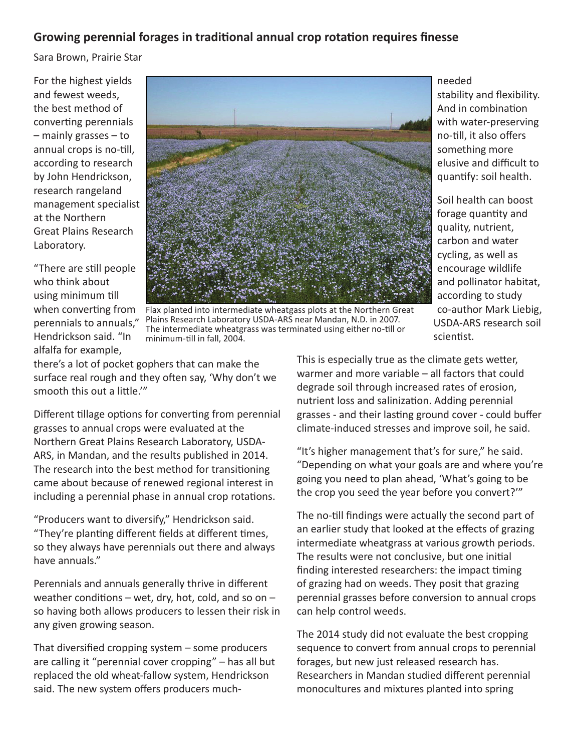## Growing perennial forages in traditional annual crop rotation requires finesse

Sara Brown, Prairie Star

For the highest yields and fewest weeds, the best method of converting perennials – mainly grasses – to annual crops is no-till, according to research by John Hendrickson, research rangeland management specialist at the Northern Great Plains Research Laboratory.

"There are still people who think about using minimum till when converting from perennials to annuals," Hendrickson said. "In alfalfa for example, there's a lot of pocket gophers that can make the surface real rough and they often say, 'Why don't we smooth this out a little.'"

Flax planted into intermediate wheatgass plots at the Northern Great Plains Research Laboratory USDA-ARS near Mandan, N.D. in 2007. The intermediate wheatgrass was terminated using either no-till or minimum-till in fall, 2004.

Different tillage options for converting from perennial grasses to annual crops were evaluated at the Northern Great Plains Research Laboratory, USDA-ARS, in Mandan, and the results published in 2014. The research into the best method for transitioning came about because of renewed regional interest in including a perennial phase in annual crop rotations.

"Producers want to diversify," Hendrickson said. "They're planting different fields at different times, so they always have perennials out there and always have annuals."

Perennials and annuals generally thrive in different weather conditions – wet, dry, hot, cold, and so on – so having both allows producers to lessen their risk in any given growing season.

That diversified cropping system – some producers are calling it "perennial cover cropping" – has all but replaced the old wheat-fallow system, Hendrickson said. The new system offers producers much-needed stability and flexibility. And in combination with water-preserving no-till, it also offers something more elusive and difficult to quantify: soil health.

Soil health can boost forage quantity and quality, nutrient, carbon and water cycling, as well as encourage wildlife and pollinator habitat, according to study co-author Mark Liebig, USDA-ARS research soil scientist.

This is especially true as the climate gets wetter, warmer and more variable – all factors that could degrade soil through increased rates of erosion, nutrient loss and salinization. Adding perennial grasses - and their lasting ground cover - could buffer climate-induced stresses and improve soil, he said.

"It's higher management that's for sure," he said. "Depending on what your goals are and where you're going you need to plan ahead, 'What's going to be the crop you seed the year before you convert?'"

The no-till findings were actually the second part of an earlier study that looked at the effects of grazing intermediate wheatgrass at various growth periods. The results were not conclusive, but one initial finding interested researchers: the impact timing of grazing had on weeds. They posit that grazing perennial grasses before conversion to annual crops can help control weeds.

The 2014 study did not evaluate the best cropping sequence to convert from annual crops to perennial forages, but new just released research has. Researchers in Mandan studied different perennial monocultures and mixtures planted into spring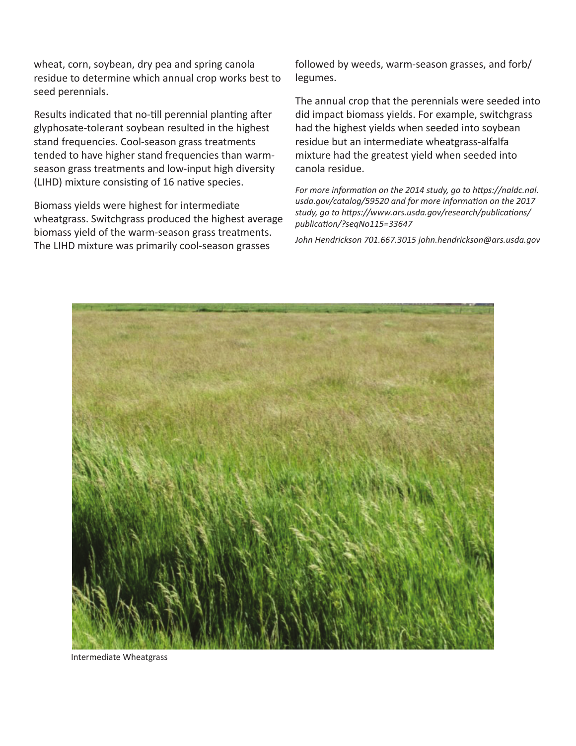wheat, corn, soybean, dry pea and spring canola residue to determine which annual crop works best to seed perennials.

Results indicated that no-till perennial planting after glyphosate-tolerant soybean resulted in the highest stand frequencies. Cool-season grass treatments tended to have higher stand frequencies than warm-season grass treatments and low-input high diversity (LIHD) mixture consisting of 16 native species.

Biomass yields were highest for intermediate wheatgrass. Switchgrass produced the highest average biomass yield of the warm-season grass treatments. The LIHD mixture was primarily cool-season grasses followed by weeds, warm-season grasses, and forb/legumes.

The annual crop that the perennials were seeded into did impact biomass yields. For example, switchgrass had the highest yields when seeded into soybean residue but an intermediate wheatgrass-alfalfa mixture had the greatest yield when seeded into canola residue.

*For more information on the 2014 study, go to https://naldc.nal.usda.gov/catalog/59520 and for more information on the 2017 study, go to https://www.ars.usda.gov/research/publications/publication/?seqNo115=33647*

*John Hendrickson 701.667.3015 john.hendrickson@ars.usda.gov*

Intermediate Wheatgrass